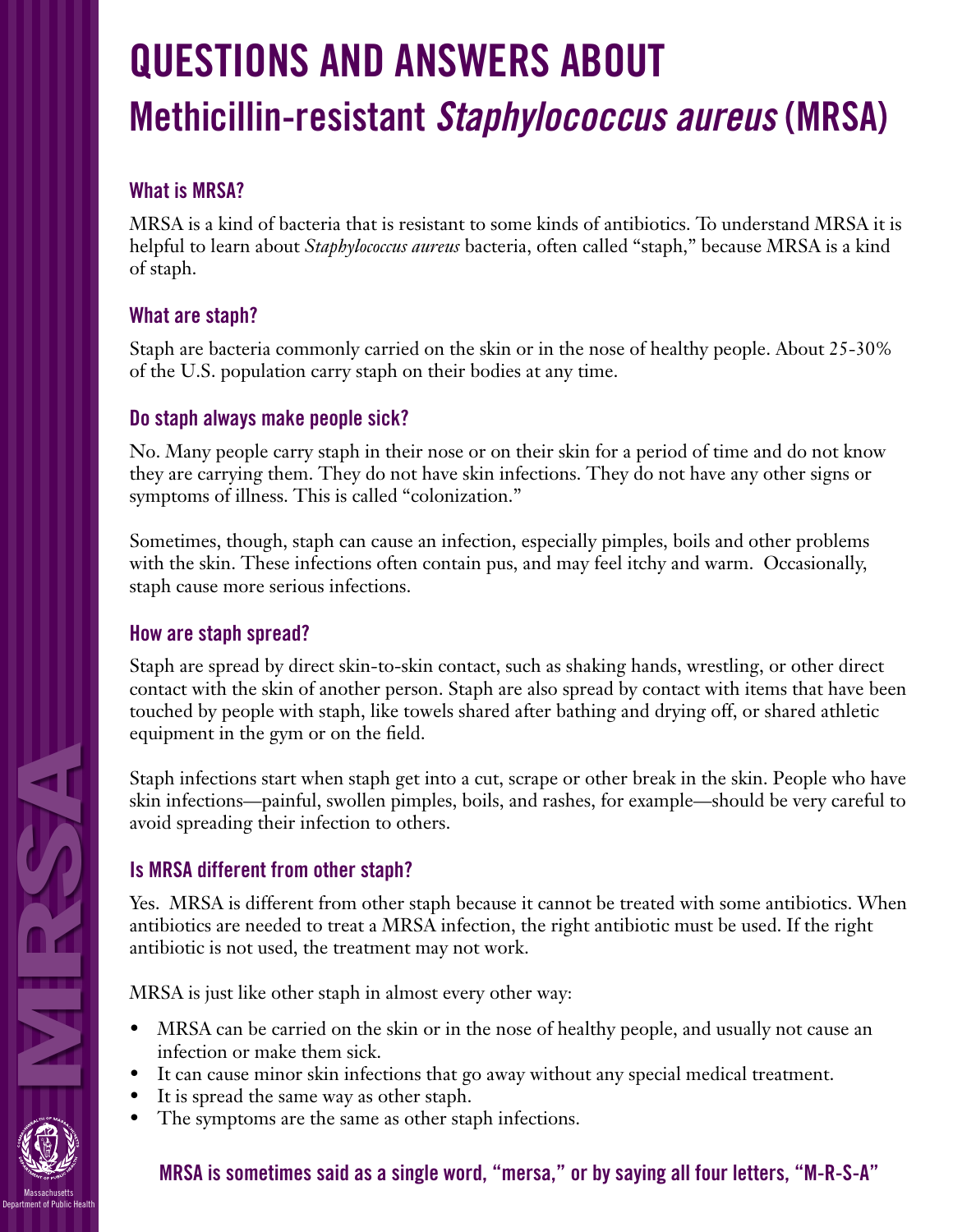# QUESTIONS AND ANSWERS ABOUT
# Methicillin-resistant *Staphylococcus aureus* (MRSA)

### What is MRSA?

MRSA is a kind of bacteria that is resistant to some kinds of antibiotics. To understand MRSA it is helpful to learn about *Staphylococcus aureus* bacteria, often called "staph," because MRSA is a kind of staph.

### What are staph?

Staph are bacteria commonly carried on the skin or in the nose of healthy people. About 25-30% of the U.S. population carry staph on their bodies at any time.

### Do staph always make people sick?

No. Many people carry staph in their nose or on their skin for a period of time and do not know they are carrying them. They do not have skin infections. They do not have any other signs or symptoms of illness. This is called "colonization."

Sometimes, though, staph can cause an infection, especially pimples, boils and other problems with the skin. These infections often contain pus, and may feel itchy and warm. Occasionally, staph cause more serious infections.

### How are staph spread?

Staph are spread by direct skin-to-skin contact, such as shaking hands, wrestling, or other direct contact with the skin of another person. Staph are also spread by contact with items that have been touched by people with staph, like towels shared after bathing and drying off, or shared athletic equipment in the gym or on the field.

Staph infections start when staph get into a cut, scrape or other break in the skin. People who have skin infections—painful, swollen pimples, boils, and rashes, for example—should be very careful to avoid spreading their infection to others.

### Is MRSA different from other staph?

Yes. MRSA is different from other staph because it cannot be treated with some antibiotics. When antibiotics are needed to treat a MRSA infection, the right antibiotic must be used. If the right antibiotic is not used, the treatment may not work.

MRSA is just like other staph in almost every other way:

- MRSA can be carried on the skin or in the nose of healthy people, and usually not cause an infection or make them sick.
- It can cause minor skin infections that go away without any special medical treatment.
- It is spread the same way as other staph.
- The symptoms are the same as other staph infections.

**MRSA is sometimes said as a single word, "mersa," or by saying all four letters, "M-R-S-A"**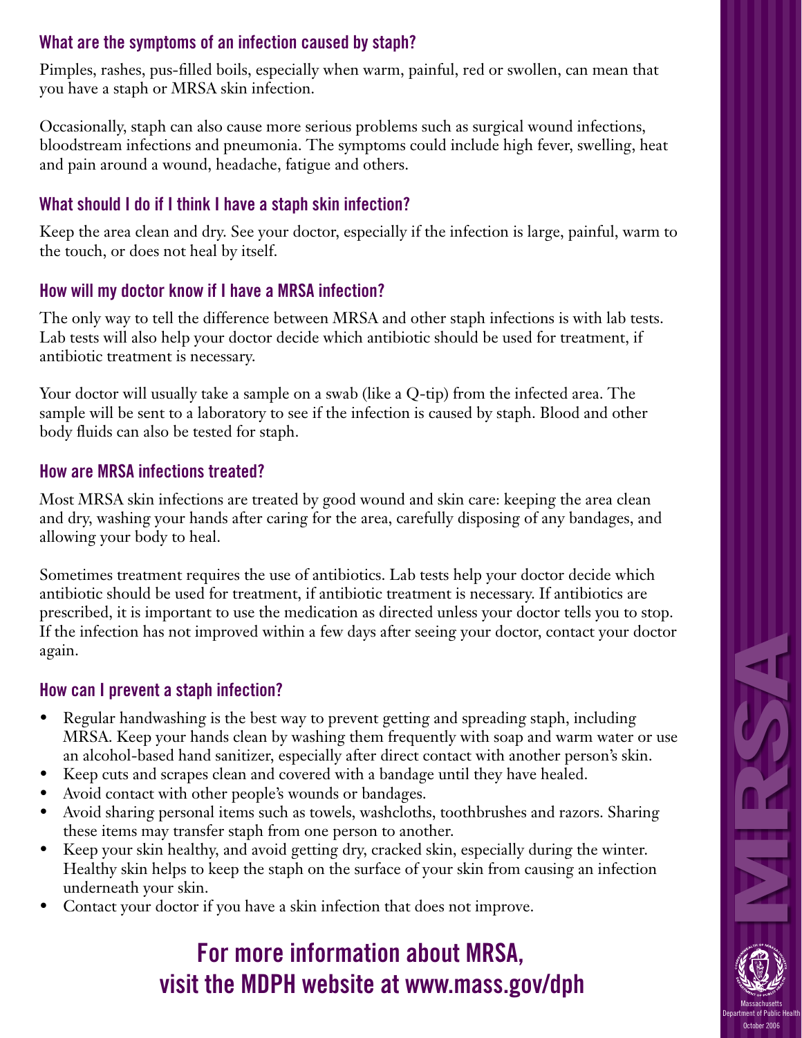## What are the symptoms of an infection caused by staph?

Pimples, rashes, pus-filled boils, especially when warm, painful, red or swollen, can mean that you have a staph or MRSA skin infection.

Occasionally, staph can also cause more serious problems such as surgical wound infections, bloodstream infections and pneumonia. The symptoms could include high fever, swelling, heat and pain around a wound, headache, fatigue and others.

## What should I do if I think I have a staph skin infection?

Keep the area clean and dry. See your doctor, especially if the infection is large, painful, warm to the touch, or does not heal by itself.

## How will my doctor know if I have a MRSA infection?

The only way to tell the difference between MRSA and other staph infections is with lab tests. Lab tests will also help your doctor decide which antibiotic should be used for treatment, if antibiotic treatment is necessary.

Your doctor will usually take a sample on a swab (like a Q-tip) from the infected area. The sample will be sent to a laboratory to see if the infection is caused by staph. Blood and other body fluids can also be tested for staph.

## How are MRSA infections treated?

Most MRSA skin infections are treated by good wound and skin care: keeping the area clean and dry, washing your hands after caring for the area, carefully disposing of any bandages, and allowing your body to heal.

Sometimes treatment requires the use of antibiotics. Lab tests help your doctor decide which antibiotic should be used for treatment, if antibiotic treatment is necessary. If antibiotics are prescribed, it is important to use the medication as directed unless your doctor tells you to stop. If the infection has not improved within a few days after seeing your doctor, contact your doctor again.

## How can I prevent a staph infection?

- Regular handwashing is the best way to prevent getting and spreading staph, including MRSA. Keep your hands clean by washing them frequently with soap and warm water or use an alcohol-based hand sanitizer, especially after direct contact with another person's skin.
- Keep cuts and scrapes clean and covered with a bandage until they have healed.
- Avoid contact with other people's wounds or bandages.
- Avoid sharing personal items such as towels, washcloths, toothbrushes and razors. Sharing these items may transfer staph from one person to another.
- Keep your skin healthy, and avoid getting dry, cracked skin, especially during the winter. Healthy skin helps to keep the staph on the surface of your skin from causing an infection underneath your skin.
- Contact your doctor if you have a skin infection that does not improve.

# For more information about MRSA, visit the MDPH website at www.mass.gov/dph

MRSA

Massachusetts Department of Public Health

October 2006